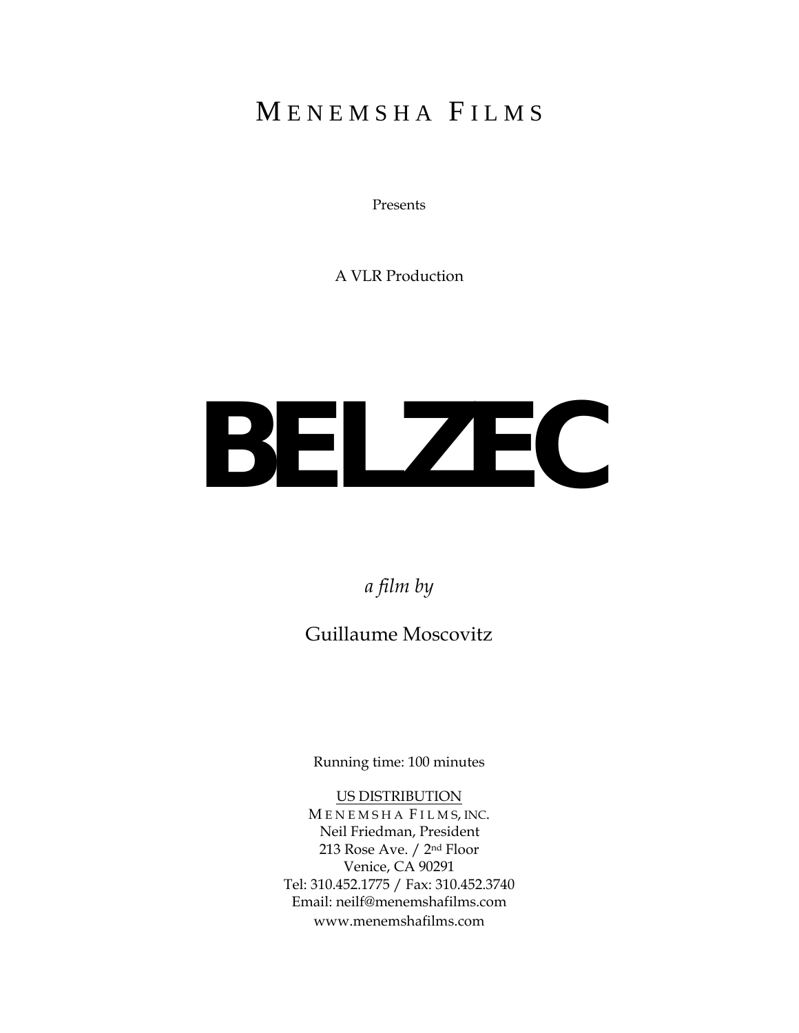MENEMSHA FILMS

Presents

A VLR Production

# BELZEC

*a film by*

Guillaume Moscovitz

Running time: 100 minutes

US DISTRIBUTION
MENEMSHA FILMS, INC.
Neil Friedman, President
213 Rose Ave. / 2nd Floor
Venice, CA 90291
Tel: 310.452.1775 / Fax: 310.452.3740
Email: neilf@menemshafilms.com
www.menemshafilms.com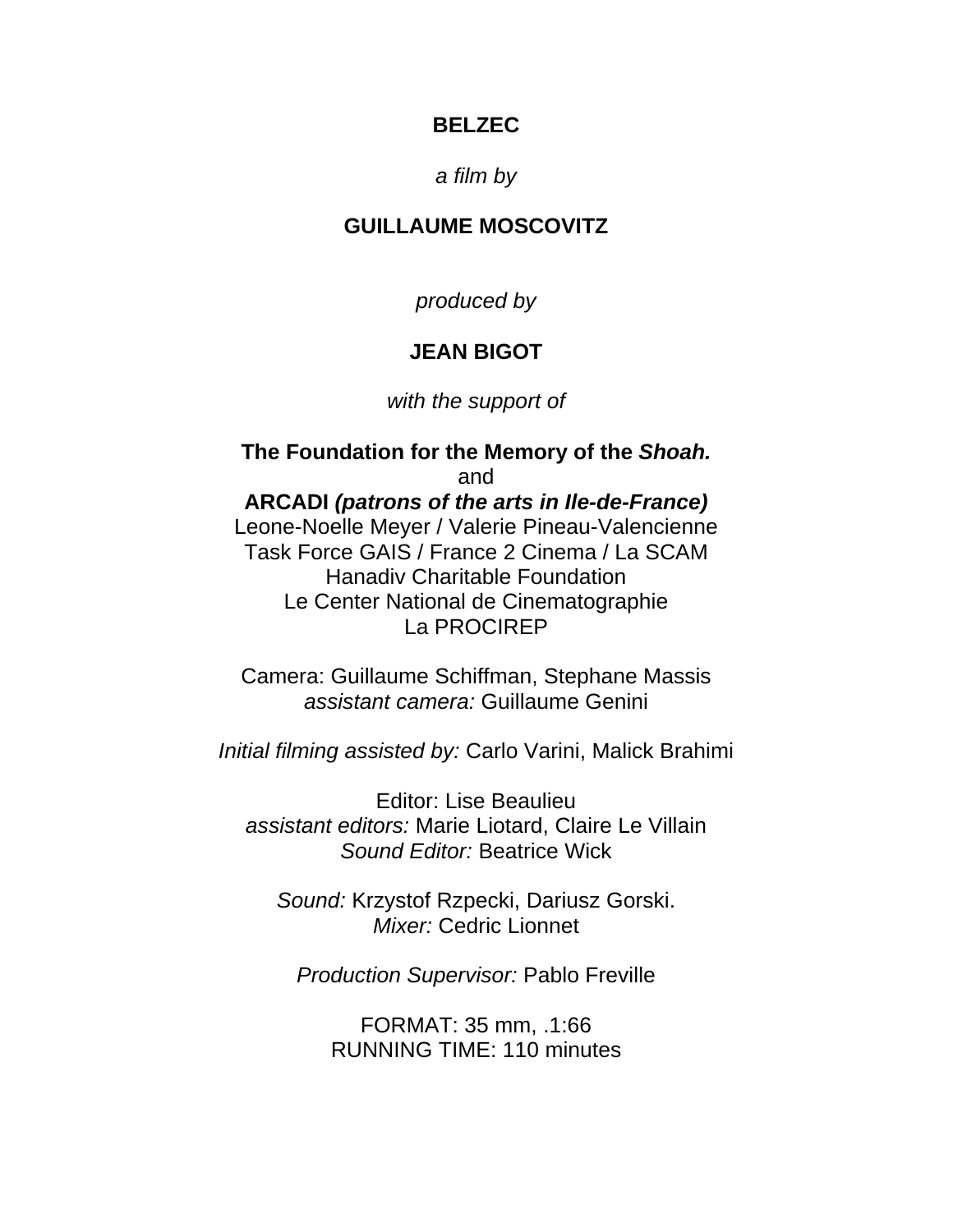**BELZEC**

*a film by*

**GUILLAUME MOSCOVITZ**

*produced by*

**JEAN BIGOT**

*with the support of*

**The Foundation for the Memory of the *Shoah.***
and
**ARCADI *(patrons of the arts in Ile-de-France)***
Leone-Noelle Meyer / Valerie Pineau-Valencienne
Task Force GAIS / France 2 Cinema / La SCAM
Hanadiv Charitable Foundation
Le Center National de Cinematographie
La PROCIREP

Camera: Guillaume Schiffman, Stephane Massis
*assistant camera:* Guillaume Genini

*Initial filming assisted by:* Carlo Varini, Malick Brahimi

Editor: Lise Beaulieu
*assistant editors:* Marie Liotard, Claire Le Villain
*Sound Editor:* Beatrice Wick

*Sound:* Krzystof Rzpecki, Dariusz Gorski.
*Mixer:* Cedric Lionnet

*Production Supervisor:* Pablo Freville

FORMAT: 35 mm, .1:66
RUNNING TIME: 110 minutes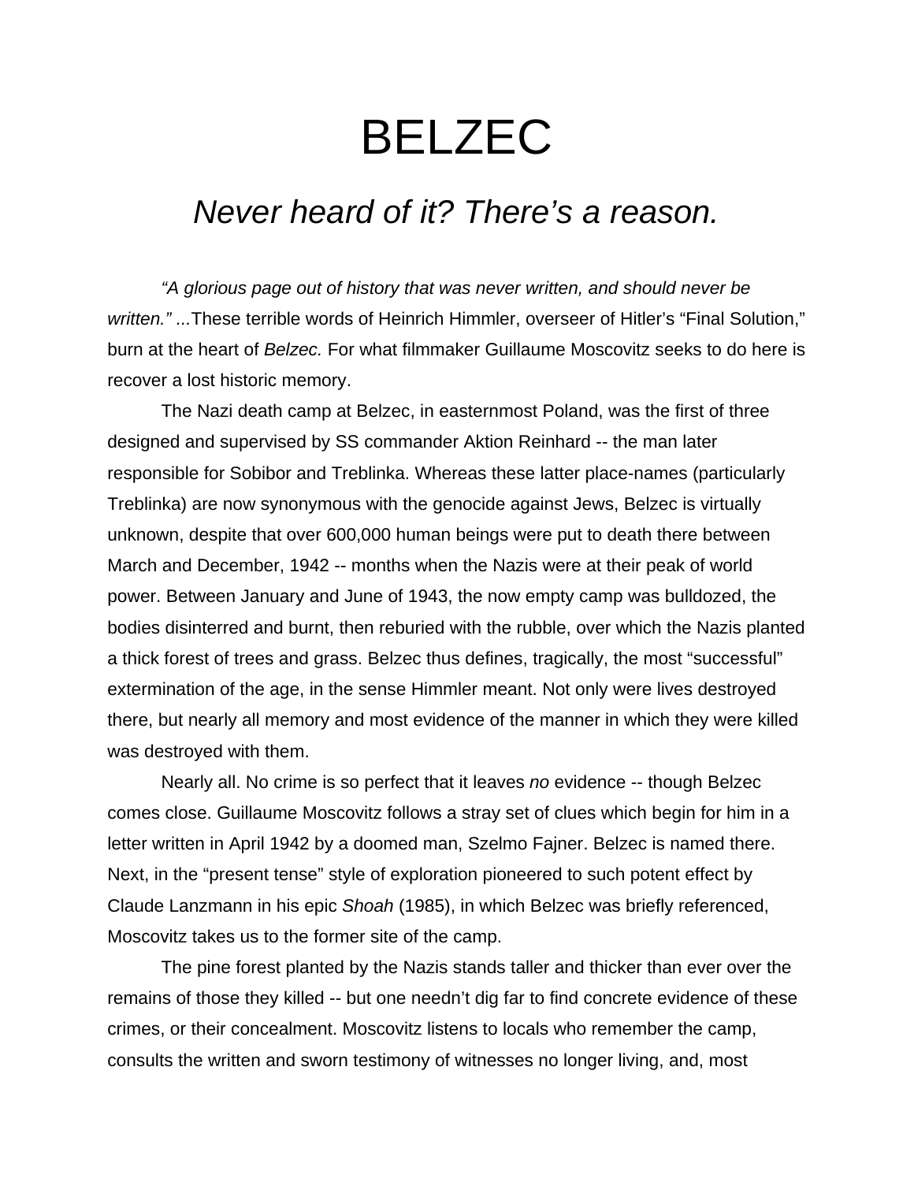# BELZEC

## *Never heard of it? There's a reason.*

*"A glorious page out of history that was never written, and should never be written." ...*These terrible words of Heinrich Himmler, overseer of Hitler's "Final Solution," burn at the heart of *Belzec.* For what filmmaker Guillaume Moscovitz seeks to do here is recover a lost historic memory.

The Nazi death camp at Belzec, in easternmost Poland, was the first of three designed and supervised by SS commander Aktion Reinhard -- the man later responsible for Sobibor and Treblinka. Whereas these latter place-names (particularly Treblinka) are now synonymous with the genocide against Jews, Belzec is virtually unknown, despite that over 600,000 human beings were put to death there between March and December, 1942 -- months when the Nazis were at their peak of world power. Between January and June of 1943, the now empty camp was bulldozed, the bodies disinterred and burnt, then reburied with the rubble, over which the Nazis planted a thick forest of trees and grass. Belzec thus defines, tragically, the most "successful" extermination of the age, in the sense Himmler meant. Not only were lives destroyed there, but nearly all memory and most evidence of the manner in which they were killed was destroyed with them.

Nearly all. No crime is so perfect that it leaves *no* evidence -- though Belzec comes close. Guillaume Moscovitz follows a stray set of clues which begin for him in a letter written in April 1942 by a doomed man, Szelmo Fajner. Belzec is named there. Next, in the "present tense" style of exploration pioneered to such potent effect by Claude Lanzmann in his epic *Shoah* (1985), in which Belzec was briefly referenced, Moscovitz takes us to the former site of the camp.

The pine forest planted by the Nazis stands taller and thicker than ever over the remains of those they killed -- but one needn't dig far to find concrete evidence of these crimes, or their concealment. Moscovitz listens to locals who remember the camp, consults the written and sworn testimony of witnesses no longer living, and, most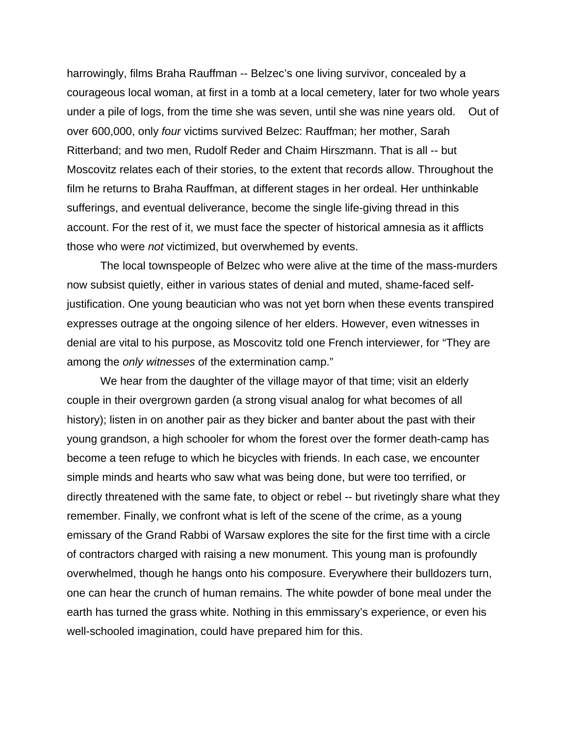harrowingly, films Braha Rauffman -- Belzec's one living survivor, concealed by a courageous local woman, at first in a tomb at a local cemetery, later for two whole years under a pile of logs, from the time she was seven, until she was nine years old. Out of over 600,000, only *four* victims survived Belzec: Rauffman; her mother, Sarah Ritterband; and two men, Rudolf Reder and Chaim Hirszmann. That is all -- but Moscovitz relates each of their stories, to the extent that records allow. Throughout the film he returns to Braha Rauffman, at different stages in her ordeal. Her unthinkable sufferings, and eventual deliverance, become the single life-giving thread in this account. For the rest of it, we must face the specter of historical amnesia as it afflicts those who were *not* victimized, but overwhemed by events.

The local townspeople of Belzec who were alive at the time of the mass-murders now subsist quietly, either in various states of denial and muted, shame-faced self-justification. One young beautician who was not yet born when these events transpired expresses outrage at the ongoing silence of her elders. However, even witnesses in denial are vital to his purpose, as Moscovitz told one French interviewer, for "They are among the *only witnesses* of the extermination camp."

We hear from the daughter of the village mayor of that time; visit an elderly couple in their overgrown garden (a strong visual analog for what becomes of all history); listen in on another pair as they bicker and banter about the past with their young grandson, a high schooler for whom the forest over the former death-camp has become a teen refuge to which he bicycles with friends. In each case, we encounter simple minds and hearts who saw what was being done, but were too terrified, or directly threatened with the same fate, to object or rebel -- but rivetingly share what they remember. Finally, we confront what is left of the scene of the crime, as a young emissary of the Grand Rabbi of Warsaw explores the site for the first time with a circle of contractors charged with raising a new monument. This young man is profoundly overwhelmed, though he hangs onto his composure. Everywhere their bulldozers turn, one can hear the crunch of human remains. The white powder of bone meal under the earth has turned the grass white. Nothing in this emmissary's experience, or even his well-schooled imagination, could have prepared him for this.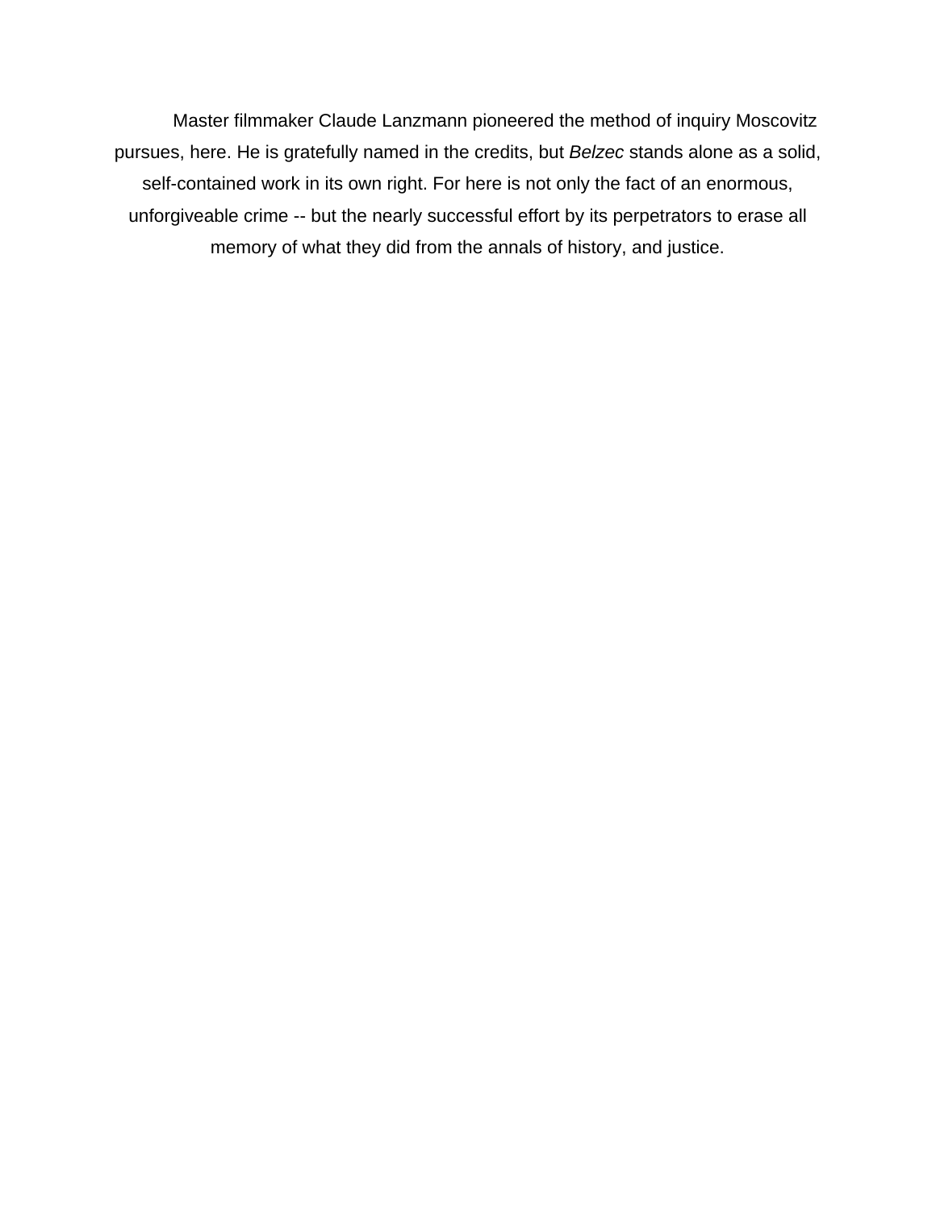Master filmmaker Claude Lanzmann pioneered the method of inquiry Moscovitz pursues, here. He is gratefully named in the credits, but *Belzec* stands alone as a solid, self-contained work in its own right. For here is not only the fact of an enormous, unforgiveable crime -- but the nearly successful effort by its perpetrators to erase all memory of what they did from the annals of history, and justice.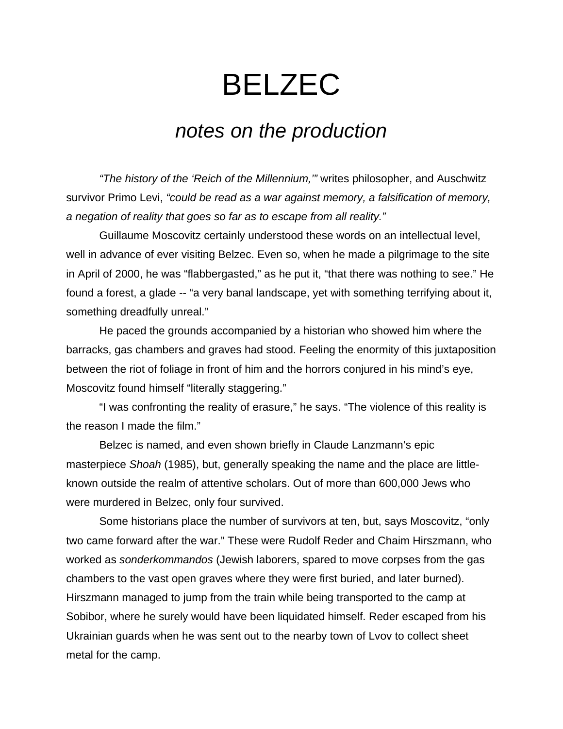# BELZEC

## *notes on the production*

*"The history of the 'Reich of the Millennium,'"* writes philosopher, and Auschwitz survivor Primo Levi, *"could be read as a war against memory, a falsification of memory, a negation of reality that goes so far as to escape from all reality."*

Guillaume Moscovitz certainly understood these words on an intellectual level, well in advance of ever visiting Belzec. Even so, when he made a pilgrimage to the site in April of 2000, he was "flabbergasted," as he put it, "that there was nothing to see." He found a forest, a glade -- "a very banal landscape, yet with something terrifying about it, something dreadfully unreal."

He paced the grounds accompanied by a historian who showed him where the barracks, gas chambers and graves had stood. Feeling the enormity of this juxtaposition between the riot of foliage in front of him and the horrors conjured in his mind's eye, Moscovitz found himself "literally staggering."

"I was confronting the reality of erasure," he says. "The violence of this reality is the reason I made the film."

Belzec is named, and even shown briefly in Claude Lanzmann's epic masterpiece *Shoah* (1985), but, generally speaking the name and the place are little-known outside the realm of attentive scholars. Out of more than 600,000 Jews who were murdered in Belzec, only four survived.

Some historians place the number of survivors at ten, but, says Moscovitz, "only two came forward after the war." These were Rudolf Reder and Chaim Hirszmann, who worked as *sonderkommandos* (Jewish laborers, spared to move corpses from the gas chambers to the vast open graves where they were first buried, and later burned). Hirszmann managed to jump from the train while being transported to the camp at Sobibor, where he surely would have been liquidated himself. Reder escaped from his Ukrainian guards when he was sent out to the nearby town of Lvov to collect sheet metal for the camp.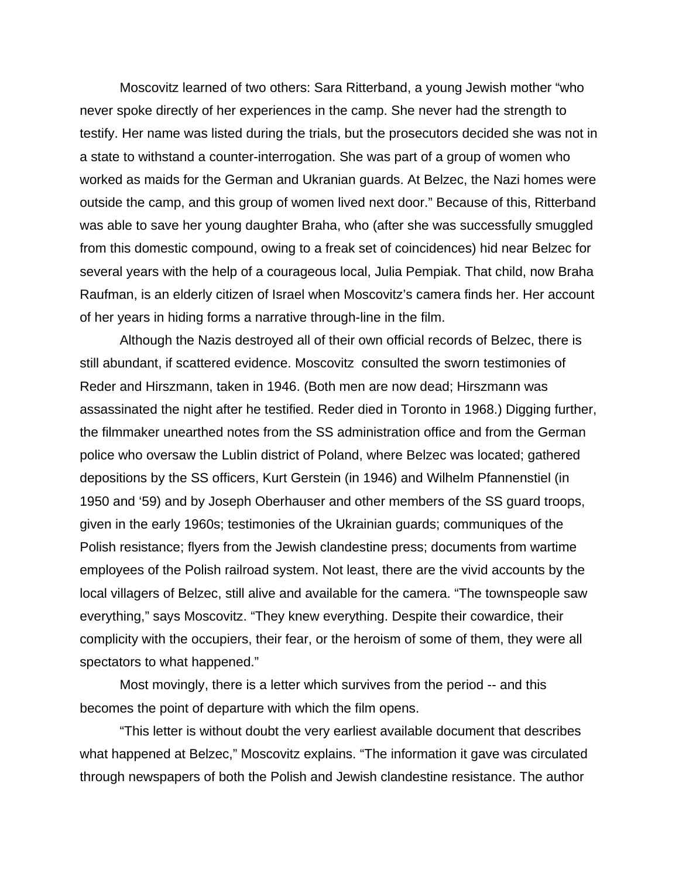Moscovitz learned of two others: Sara Ritterband, a young Jewish mother "who never spoke directly of her experiences in the camp. She never had the strength to testify. Her name was listed during the trials, but the prosecutors decided she was not in a state to withstand a counter-interrogation. She was part of a group of women who worked as maids for the German and Ukranian guards. At Belzec, the Nazi homes were outside the camp, and this group of women lived next door." Because of this, Ritterband was able to save her young daughter Braha, who (after she was successfully smuggled from this domestic compound, owing to a freak set of coincidences) hid near Belzec for several years with the help of a courageous local, Julia Pempiak. That child, now Braha Raufman, is an elderly citizen of Israel when Moscovitz's camera finds her. Her account of her years in hiding forms a narrative through-line in the film.

Although the Nazis destroyed all of their own official records of Belzec, there is still abundant, if scattered evidence. Moscovitz consulted the sworn testimonies of Reder and Hirszmann, taken in 1946. (Both men are now dead; Hirszmann was assassinated the night after he testified. Reder died in Toronto in 1968.) Digging further, the filmmaker unearthed notes from the SS administration office and from the German police who oversaw the Lublin district of Poland, where Belzec was located; gathered depositions by the SS officers, Kurt Gerstein (in 1946) and Wilhelm Pfannenstiel (in 1950 and '59) and by Joseph Oberhauser and other members of the SS guard troops, given in the early 1960s; testimonies of the Ukrainian guards; communiques of the Polish resistance; flyers from the Jewish clandestine press; documents from wartime employees of the Polish railroad system. Not least, there are the vivid accounts by the local villagers of Belzec, still alive and available for the camera. "The townspeople saw everything," says Moscovitz. "They knew everything. Despite their cowardice, their complicity with the occupiers, their fear, or the heroism of some of them, they were all spectators to what happened."

Most movingly, there is a letter which survives from the period -- and this becomes the point of departure with which the film opens.

"This letter is without doubt the very earliest available document that describes what happened at Belzec," Moscovitz explains. "The information it gave was circulated through newspapers of both the Polish and Jewish clandestine resistance. The author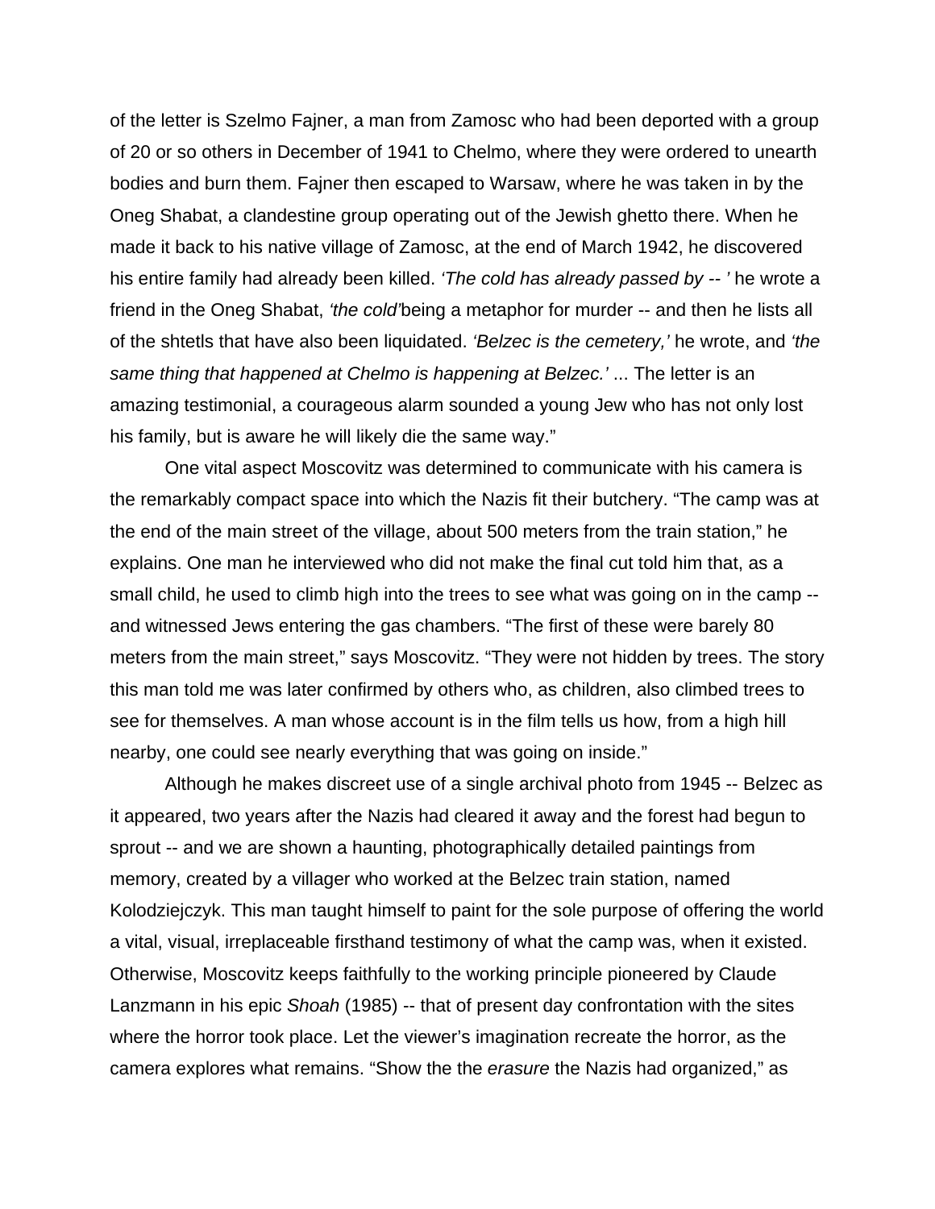of the letter is Szelmo Fajner, a man from Zamosc who had been deported with a group of 20 or so others in December of 1941 to Chelmo, where they were ordered to unearth bodies and burn them. Fajner then escaped to Warsaw, where he was taken in by the Oneg Shabat, a clandestine group operating out of the Jewish ghetto there. When he made it back to his native village of Zamosc, at the end of March 1942, he discovered his entire family had already been killed. *'The cold has already passed by -- '* he wrote a friend in the Oneg Shabat, *'the cold'*being a metaphor for murder -- and then he lists all of the shtetls that have also been liquidated. *'Belzec is the cemetery,'* he wrote, and *'the same thing that happened at Chelmo is happening at Belzec.'* ... The letter is an amazing testimonial, a courageous alarm sounded a young Jew who has not only lost his family, but is aware he will likely die the same way."

One vital aspect Moscovitz was determined to communicate with his camera is the remarkably compact space into which the Nazis fit their butchery. "The camp was at the end of the main street of the village, about 500 meters from the train station," he explains. One man he interviewed who did not make the final cut told him that, as a small child, he used to climb high into the trees to see what was going on in the camp -- and witnessed Jews entering the gas chambers. "The first of these were barely 80 meters from the main street," says Moscovitz. "They were not hidden by trees. The story this man told me was later confirmed by others who, as children, also climbed trees to see for themselves. A man whose account is in the film tells us how, from a high hill nearby, one could see nearly everything that was going on inside."

Although he makes discreet use of a single archival photo from 1945 -- Belzec as it appeared, two years after the Nazis had cleared it away and the forest had begun to sprout -- and we are shown a haunting, photographically detailed paintings from memory, created by a villager who worked at the Belzec train station, named Kolodziejczyk. This man taught himself to paint for the sole purpose of offering the world a vital, visual, irreplaceable firsthand testimony of what the camp was, when it existed. Otherwise, Moscovitz keeps faithfully to the working principle pioneered by Claude Lanzmann in his epic *Shoah* (1985) -- that of present day confrontation with the sites where the horror took place. Let the viewer's imagination recreate the horror, as the camera explores what remains. "Show the the *erasure* the Nazis had organized," as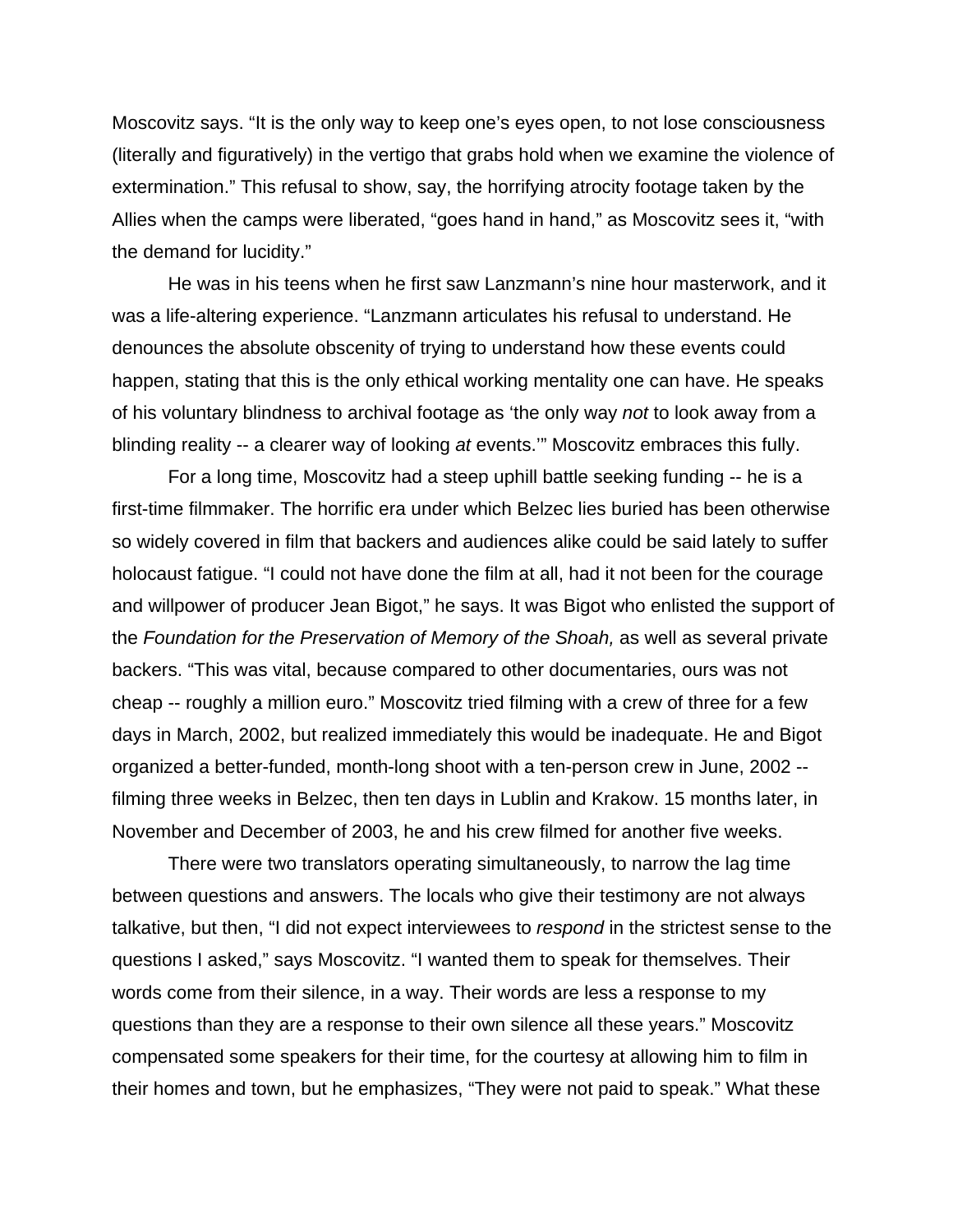Moscovitz says. "It is the only way to keep one's eyes open, to not lose consciousness (literally and figuratively) in the vertigo that grabs hold when we examine the violence of extermination." This refusal to show, say, the horrifying atrocity footage taken by the Allies when the camps were liberated, "goes hand in hand," as Moscovitz sees it, "with the demand for lucidity."

He was in his teens when he first saw Lanzmann's nine hour masterwork, and it was a life-altering experience. "Lanzmann articulates his refusal to understand. He denounces the absolute obscenity of trying to understand how these events could happen, stating that this is the only ethical working mentality one can have. He speaks of his voluntary blindness to archival footage as 'the only way *not* to look away from a blinding reality -- a clearer way of looking *at* events.'" Moscovitz embraces this fully.

For a long time, Moscovitz had a steep uphill battle seeking funding -- he is a first-time filmmaker. The horrific era under which Belzec lies buried has been otherwise so widely covered in film that backers and audiences alike could be said lately to suffer holocaust fatigue. "I could not have done the film at all, had it not been for the courage and willpower of producer Jean Bigot," he says. It was Bigot who enlisted the support of the *Foundation for the Preservation of Memory of the Shoah,* as well as several private backers. "This was vital, because compared to other documentaries, ours was not cheap -- roughly a million euro." Moscovitz tried filming with a crew of three for a few days in March, 2002, but realized immediately this would be inadequate. He and Bigot organized a better-funded, month-long shoot with a ten-person crew in June, 2002 -- filming three weeks in Belzec, then ten days in Lublin and Krakow. 15 months later, in November and December of 2003, he and his crew filmed for another five weeks.

There were two translators operating simultaneously, to narrow the lag time between questions and answers. The locals who give their testimony are not always talkative, but then, "I did not expect interviewees to *respond* in the strictest sense to the questions I asked," says Moscovitz. "I wanted them to speak for themselves. Their words come from their silence, in a way. Their words are less a response to my questions than they are a response to their own silence all these years." Moscovitz compensated some speakers for their time, for the courtesy at allowing him to film in their homes and town, but he emphasizes, "They were not paid to speak." What these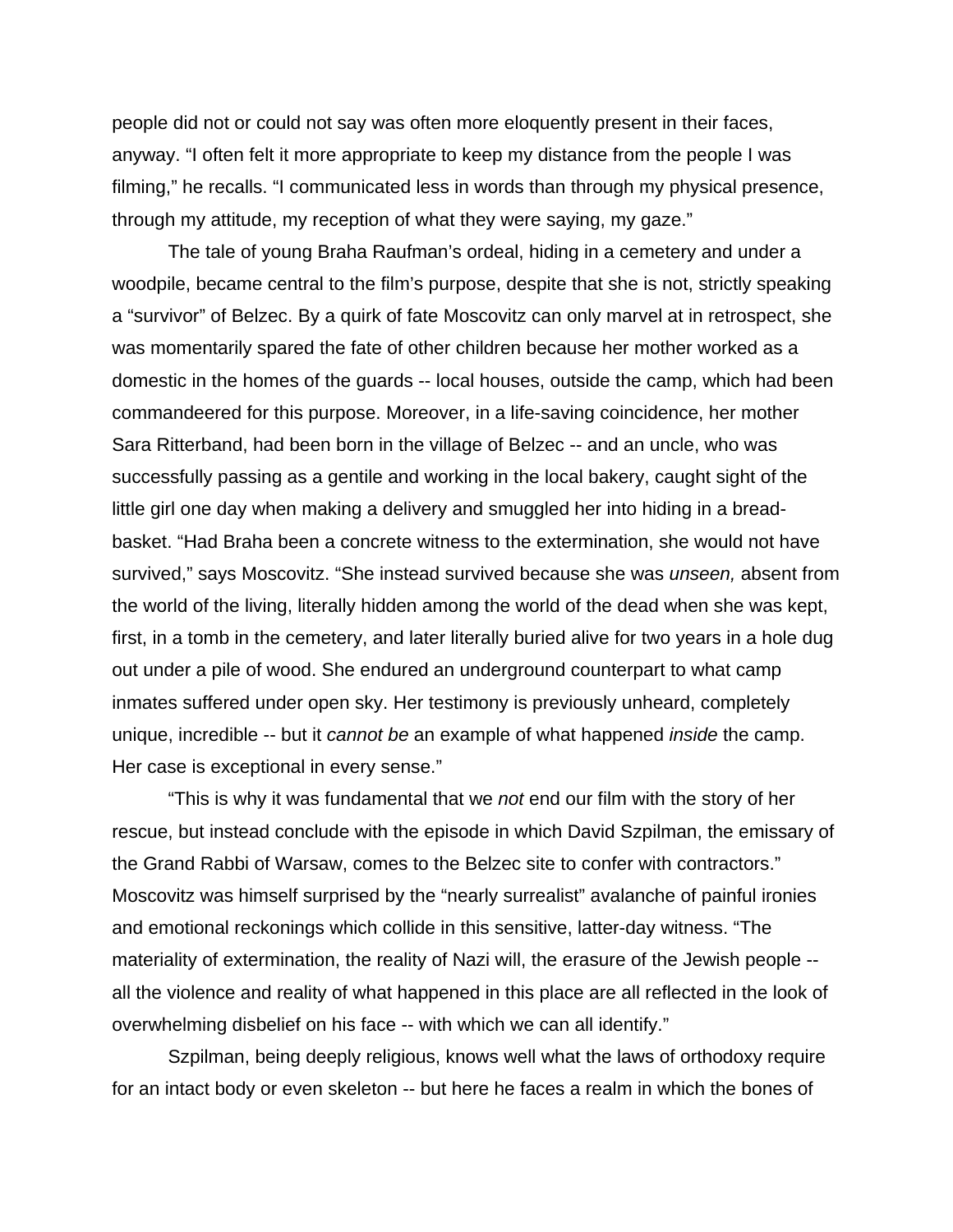people did not or could not say was often more eloquently present in their faces, anyway. "I often felt it more appropriate to keep my distance from the people I was filming," he recalls. "I communicated less in words than through my physical presence, through my attitude, my reception of what they were saying, my gaze."

The tale of young Braha Raufman's ordeal, hiding in a cemetery and under a woodpile, became central to the film's purpose, despite that she is not, strictly speaking a "survivor" of Belzec. By a quirk of fate Moscovitz can only marvel at in retrospect, she was momentarily spared the fate of other children because her mother worked as a domestic in the homes of the guards -- local houses, outside the camp, which had been commandeered for this purpose. Moreover, in a life-saving coincidence, her mother Sara Ritterband, had been born in the village of Belzec -- and an uncle, who was successfully passing as a gentile and working in the local bakery, caught sight of the little girl one day when making a delivery and smuggled her into hiding in a bread-basket. "Had Braha been a concrete witness to the extermination, she would not have survived," says Moscovitz. "She instead survived because she was *unseen,* absent from the world of the living, literally hidden among the world of the dead when she was kept, first, in a tomb in the cemetery, and later literally buried alive for two years in a hole dug out under a pile of wood. She endured an underground counterpart to what camp inmates suffered under open sky. Her testimony is previously unheard, completely unique, incredible -- but it *cannot be* an example of what happened *inside* the camp. Her case is exceptional in every sense."

"This is why it was fundamental that we *not* end our film with the story of her rescue, but instead conclude with the episode in which David Szpilman, the emissary of the Grand Rabbi of Warsaw, comes to the Belzec site to confer with contractors." Moscovitz was himself surprised by the "nearly surrealist" avalanche of painful ironies and emotional reckonings which collide in this sensitive, latter-day witness. "The materiality of extermination, the reality of Nazi will, the erasure of the Jewish people -- all the violence and reality of what happened in this place are all reflected in the look of overwhelming disbelief on his face -- with which we can all identify."

Szpilman, being deeply religious, knows well what the laws of orthodoxy require for an intact body or even skeleton -- but here he faces a realm in which the bones of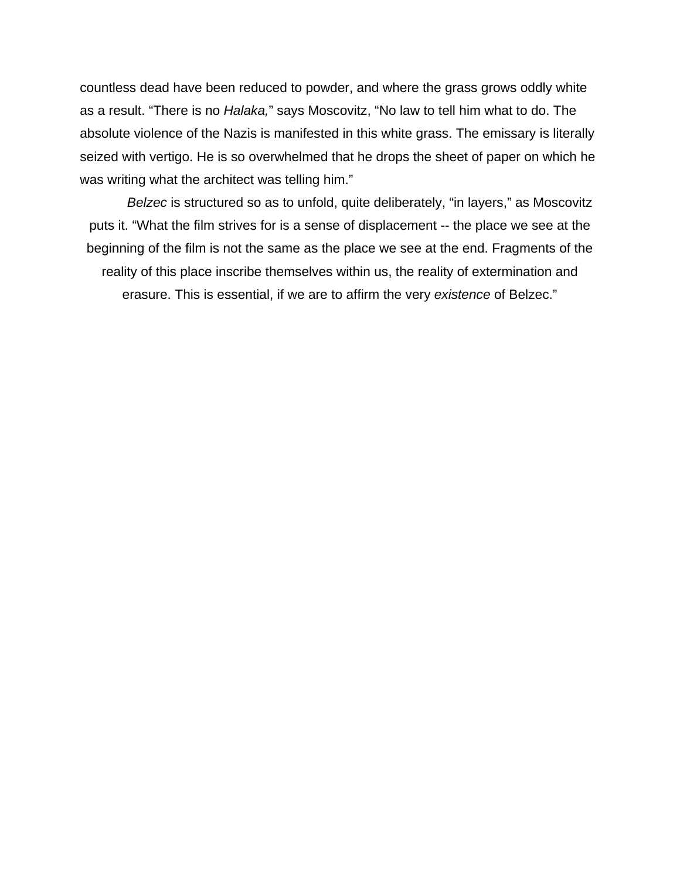countless dead have been reduced to powder, and where the grass grows oddly white as a result. “There is no *Halaka,*” says Moscovitz, “No law to tell him what to do. The absolute violence of the Nazis is manifested in this white grass. The emissary is literally seized with vertigo. He is so overwhelmed that he drops the sheet of paper on which he was writing what the architect was telling him.”

*Belzec* is structured so as to unfold, quite deliberately, “in layers,” as Moscovitz puts it. “What the film strives for is a sense of displacement -- the place we see at the beginning of the film is not the same as the place we see at the end. Fragments of the reality of this place inscribe themselves within us, the reality of extermination and erasure. This is essential, if we are to affirm the very *existence* of Belzec.”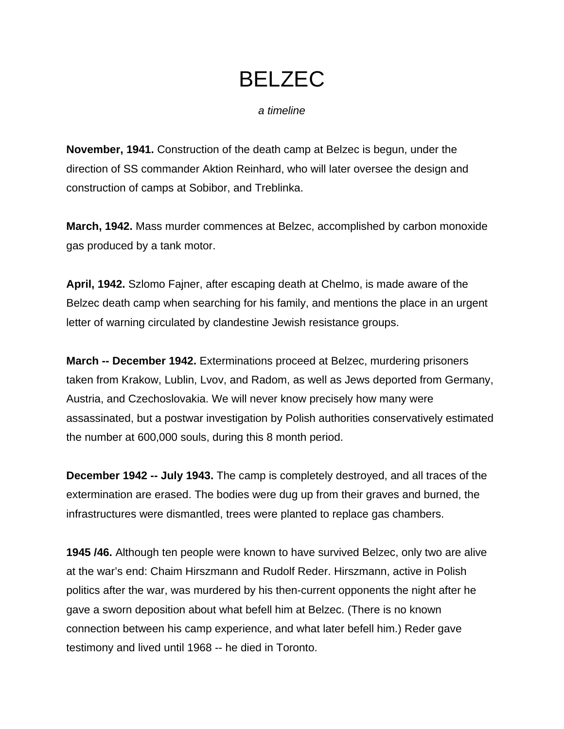# BELZEC

*a timeline*

**November, 1941.** Construction of the death camp at Belzec is begun, under the direction of SS commander Aktion Reinhard, who will later oversee the design and construction of camps at Sobibor, and Treblinka.

**March, 1942.** Mass murder commences at Belzec, accomplished by carbon monoxide gas produced by a tank motor.

**April, 1942.** Szlomo Fajner, after escaping death at Chelmo, is made aware of the Belzec death camp when searching for his family, and mentions the place in an urgent letter of warning circulated by clandestine Jewish resistance groups.

**March -- December 1942.** Exterminations proceed at Belzec, murdering prisoners taken from Krakow, Lublin, Lvov, and Radom, as well as Jews deported from Germany, Austria, and Czechoslovakia. We will never know precisely how many were assassinated, but a postwar investigation by Polish authorities conservatively estimated the number at 600,000 souls, during this 8 month period.

**December 1942 -- July 1943.** The camp is completely destroyed, and all traces of the extermination are erased. The bodies were dug up from their graves and burned, the infrastructures were dismantled, trees were planted to replace gas chambers.

**1945 /46.** Although ten people were known to have survived Belzec, only two are alive at the war's end: Chaim Hirszmann and Rudolf Reder. Hirszmann, active in Polish politics after the war, was murdered by his then-current opponents the night after he gave a sworn deposition about what befell him at Belzec. (There is no known connection between his camp experience, and what later befell him.) Reder gave testimony and lived until 1968 -- he died in Toronto.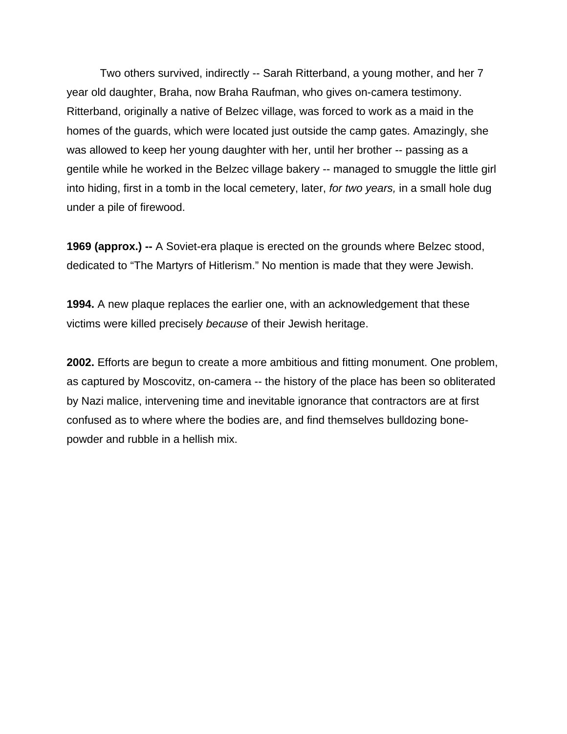Two others survived, indirectly -- Sarah Ritterband, a young mother, and her 7 year old daughter, Braha, now Braha Raufman, who gives on-camera testimony. Ritterband, originally a native of Belzec village, was forced to work as a maid in the homes of the guards, which were located just outside the camp gates. Amazingly, she was allowed to keep her young daughter with her, until her brother -- passing as a gentile while he worked in the Belzec village bakery -- managed to smuggle the little girl into hiding, first in a tomb in the local cemetery, later, *for two years,* in a small hole dug under a pile of firewood.

**1969 (approx.) --** A Soviet-era plaque is erected on the grounds where Belzec stood, dedicated to "The Martyrs of Hitlerism." No mention is made that they were Jewish.

**1994.** A new plaque replaces the earlier one, with an acknowledgement that these victims were killed precisely *because* of their Jewish heritage.

**2002.** Efforts are begun to create a more ambitious and fitting monument. One problem, as captured by Moscovitz, on-camera -- the history of the place has been so obliterated by Nazi malice, intervening time and inevitable ignorance that contractors are at first confused as to where where the bodies are, and find themselves bulldozing bone-powder and rubble in a hellish mix.